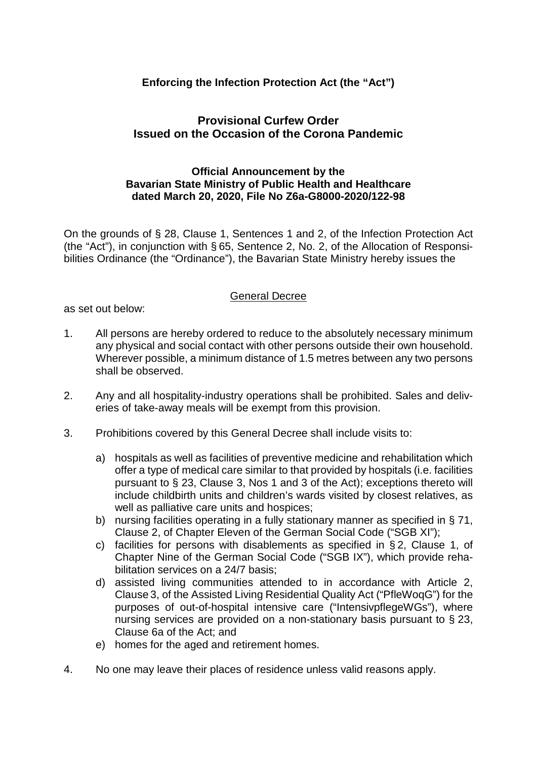**Enforcing the Infection Protection Act (the "Act")**

## Provisional Curfew Order Issued on the Occasion of the Corona Pandemic

**Official Announcement by the Bavarian State Ministry of Public Health and Healthcare dated March 20, 2020, File No Z6a-G8000-2020/122-98**

On the grounds of § 28, Clause 1, Sentences 1 and 2, of the Infection Protection Act (the "Act"), in conjunction with § 65, Sentence 2, No. 2, of the Allocation of Responsibilities Ordinance (the "Ordinance"), the Bavarian State Ministry hereby issues the

General Decree

as set out below:

1. All persons are hereby ordered to reduce to the absolutely necessary minimum any physical and social contact with other persons outside their own household. Wherever possible, a minimum distance of 1.5 metres between any two persons shall be observed.

2. Any and all hospitality-industry operations shall be prohibited. Sales and deliveries of take-away meals will be exempt from this provision.

3. Prohibitions covered by this General Decree shall include visits to:

   a) hospitals as well as facilities of preventive medicine and rehabilitation which offer a type of medical care similar to that provided by hospitals (i.e. facilities pursuant to § 23, Clause 3, Nos 1 and 3 of the Act); exceptions thereto will include childbirth units and children's wards visited by closest relatives, as well as palliative care units and hospices;
   b) nursing facilities operating in a fully stationary manner as specified in § 71, Clause 2, of Chapter Eleven of the German Social Code ("SGB XI");
   c) facilities for persons with disablements as specified in § 2, Clause 1, of Chapter Nine of the German Social Code ("SGB IX"), which provide rehabilitation services on a 24/7 basis;
   d) assisted living communities attended to in accordance with Article 2, Clause 3, of the Assisted Living Residential Quality Act ("PfleWoqG") for the purposes of out-of-hospital intensive care ("IntensivpflegeWGs"), where nursing services are provided on a non-stationary basis pursuant to § 23, Clause 6a of the Act; and
   e) homes for the aged and retirement homes.

4. No one may leave their places of residence unless valid reasons apply.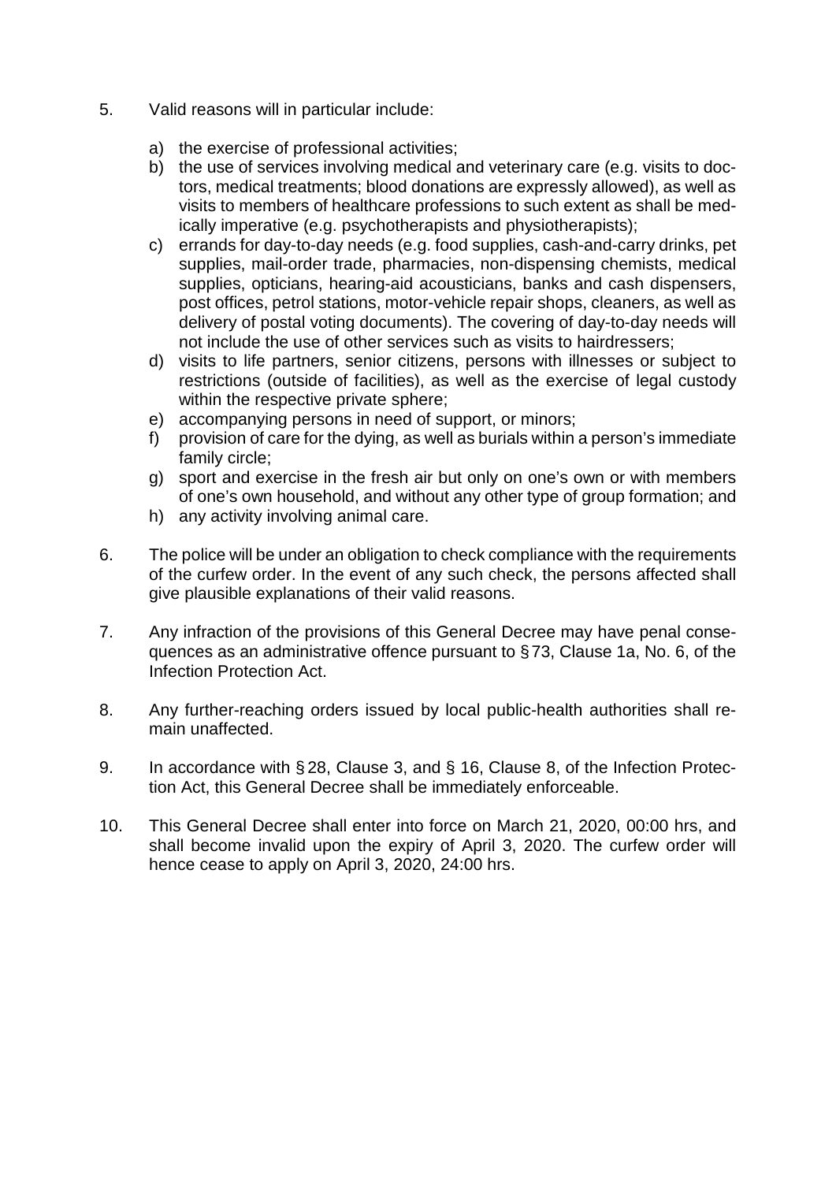5. Valid reasons will in particular include:

   a) the exercise of professional activities;
   b) the use of services involving medical and veterinary care (e.g. visits to doctors, medical treatments; blood donations are expressly allowed), as well as visits to members of healthcare professions to such extent as shall be medically imperative (e.g. psychotherapists and physiotherapists);
   c) errands for day-to-day needs (e.g. food supplies, cash-and-carry drinks, pet supplies, mail-order trade, pharmacies, non-dispensing chemists, medical supplies, opticians, hearing-aid acousticians, banks and cash dispensers, post offices, petrol stations, motor-vehicle repair shops, cleaners, as well as delivery of postal voting documents). The covering of day-to-day needs will not include the use of other services such as visits to hairdressers;
   d) visits to life partners, senior citizens, persons with illnesses or subject to restrictions (outside of facilities), as well as the exercise of legal custody within the respective private sphere;
   e) accompanying persons in need of support, or minors;
   f) provision of care for the dying, as well as burials within a person's immediate family circle;
   g) sport and exercise in the fresh air but only on one's own or with members of one's own household, and without any other type of group formation; and
   h) any activity involving animal care.

6. The police will be under an obligation to check compliance with the requirements of the curfew order. In the event of any such check, the persons affected shall give plausible explanations of their valid reasons.

7. Any infraction of the provisions of this General Decree may have penal consequences as an administrative offence pursuant to § 73, Clause 1a, No. 6, of the Infection Protection Act.

8. Any further-reaching orders issued by local public-health authorities shall remain unaffected.

9. In accordance with § 28, Clause 3, and § 16, Clause 8, of the Infection Protection Act, this General Decree shall be immediately enforceable.

10. This General Decree shall enter into force on March 21, 2020, 00:00 hrs, and shall become invalid upon the expiry of April 3, 2020. The curfew order will hence cease to apply on April 3, 2020, 24:00 hrs.